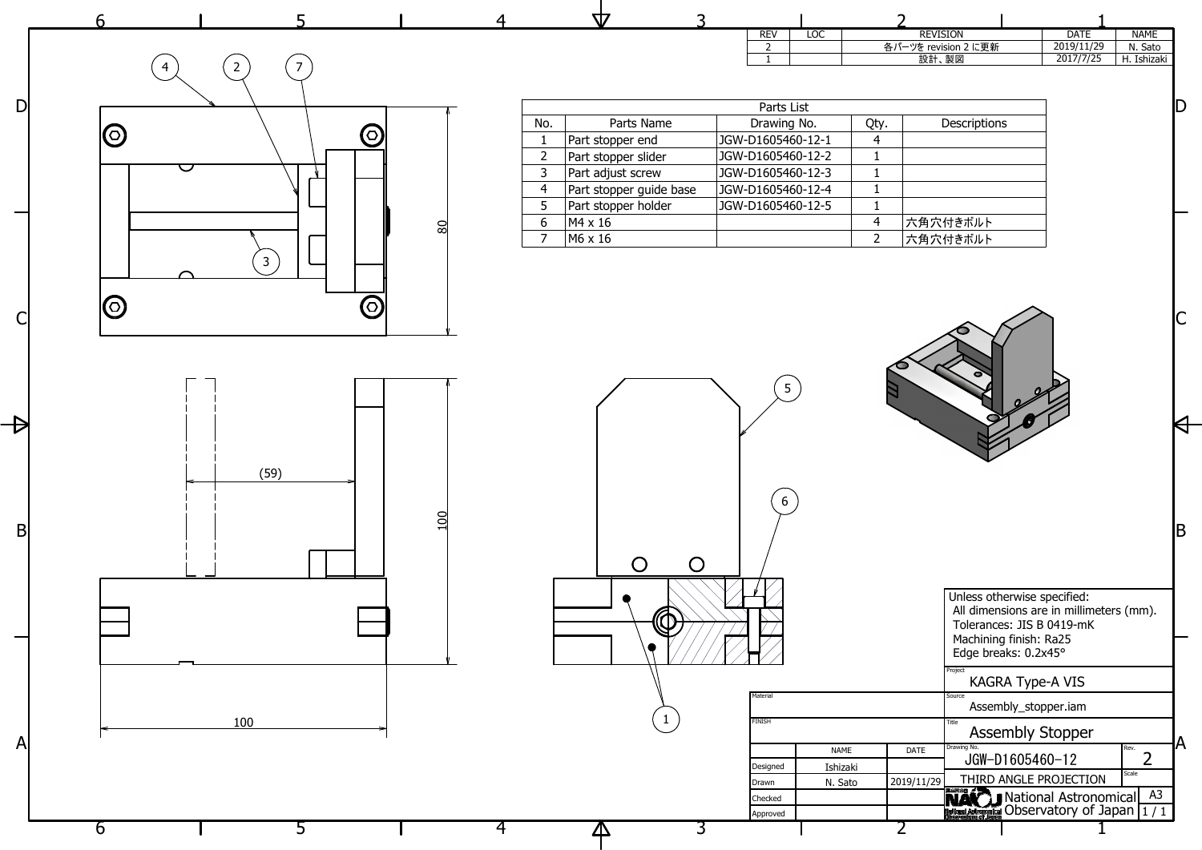| REV | LOC | REVISION | DATE | NAME |
|---|---|---|---|---|
| 2 | | 各パーツを revision 2 に更新 | 2019/11/29 | N. Sato |
| 1 | | 設計、製図 | 2017/7/25 | H. Ishizaki |

| Parts List | | | | |
|---|---|---|---|---|
| No. | Parts Name | Drawing No. | Qty. | Descriptions |
| 1 | Part stopper end | JGW-D1605460-12-1 | 4 | |
| 2 | Part stopper slider | JGW-D1605460-12-2 | 1 | |
| 3 | Part adjust screw | JGW-D1605460-12-3 | 1 | |
| 4 | Part stopper guide base | JGW-D1605460-12-4 | 1 | |
| 5 | Part stopper holder | JGW-D1605460-12-5 | 1 | |
| 6 | M4 x 16 | | 4 | 六角穴付きボルト |
| 7 | M6 x 16 | | 2 | 六角穴付きボルト |

80

(59)

100

100

Unless otherwise specified:
All dimensions are in millimeters (mm).
Tolerances: JIS B 0419-mK
Machining finish: Ra25
Edge breaks: 0.2x45°

| | | |
|---|---|---|
| Project | KAGRA Type-A VIS | |
| Material | Source | Assembly_stopper.iam |
| FINISH | Title | Assembly Stopper |
| Drawing No. | JGW-D1605460-12 | Rev. 2 |
| | THIRD ANGLE PROJECTION | Scale |
| | National Astronomical Observatory of Japan | A3 1 / 1 |

| | NAME | DATE |
|---|---|---|
| Designed | Ishizaki | |
| Drawn | N. Sato | 2019/11/29 |
| Checked | | |
| Approved | | |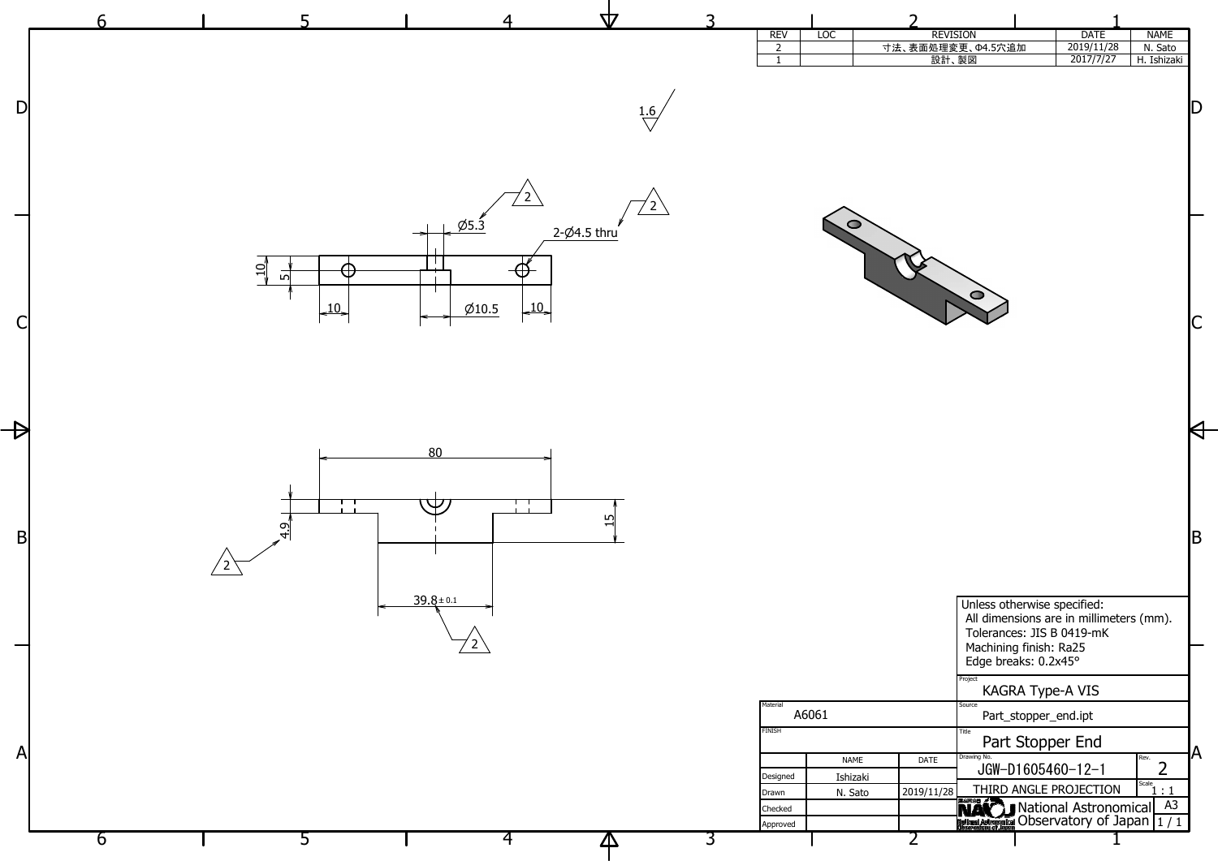| REV | LOC | REVISION | DATE | NAME |
|---|---|---|---|---|
| 2 | | 寸法、表面処理変更、Φ4.5穴追加 | 2019/11/28 | N. Sato |
| 1 | | 設計、製図 | 2017/7/27 | H. Ishizaki |

1.6

Ø5.3

2-Ø4.5 thru

10

5

10

Ø10.5

10

80

4.9

15

39.8 ±0.1

Unless otherwise specified:
- All dimensions are in millimeters (mm).
- Tolerances: JIS B 0419-mK
- Machining finish: Ra25
- Edge breaks: 0.2x45°

| Material | A6061 |
|---|---|
| FINISH | |

| | NAME | DATE |
|---|---|---|
| Designed | Ishizaki | |
| Drawn | N. Sato | 2019/11/28 |
| Checked | | |
| Approved | | |

| Field | Value |
|---|---|
| Project | KAGRA Type-A VIS |
| Source | Part_stopper_end.ipt |
| Title | Part Stopper End |
| Drawing No. | JGW-D1605460-12-1 |
| Rev. | 2 |
| Projection | THIRD ANGLE PROJECTION |
| Scale | 1 : 1 |
| Size | A3 |
| Sheet | 1 / 1 |

National Astronomical Observatory of Japan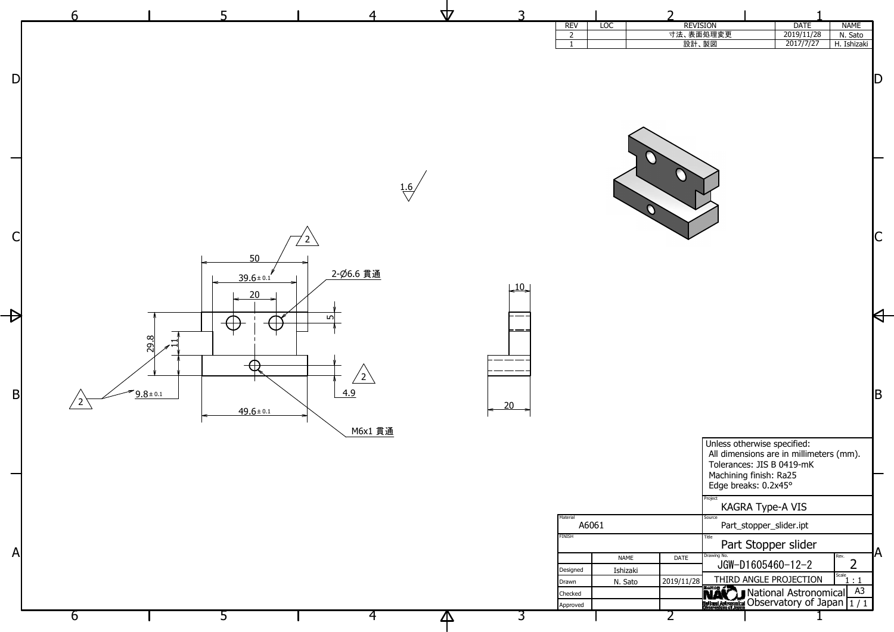| REV | LOC | REVISION | DATE | NAME |
|---|---|---|---|---|
| 2 | | 寸法、表面処理変更 | 2019/11/28 | N. Sato |
| 1 | | 設計、製図 | 2017/7/27 | H. Ishizaki |

1.6

50

39.6±0.1

20

2-∅6.6 貫通

5

29.8

11

9.8±0.1

4.9

49.6±0.1

M6x1 貫通

2

10

20

Unless otherwise specified:
All dimensions are in millimeters (mm).
Tolerances: JIS B 0419-mK
Machining finish: Ra25
Edge breaks: 0.2x45°

| | | | |
|---|---|---|---|
| Material: A6061 | | | Project: KAGRA Type-A VIS |
| | | | Source: Part_stopper_slider.ipt |
| FINISH | | | Title: Part Stopper slider |
| | NAME | DATE | Drawing No.: JGW-D1605460-12-2 / Rev.: 2 |
| Designed | Ishizaki | | |
| Drawn | N. Sato | 2019/11/28 | THIRD ANGLE PROJECTION / Scale: 1 : 1 |
| Checked | | | National Astronomical Observatory of Japan / A3 |
| Approved | | | 1 / 1 |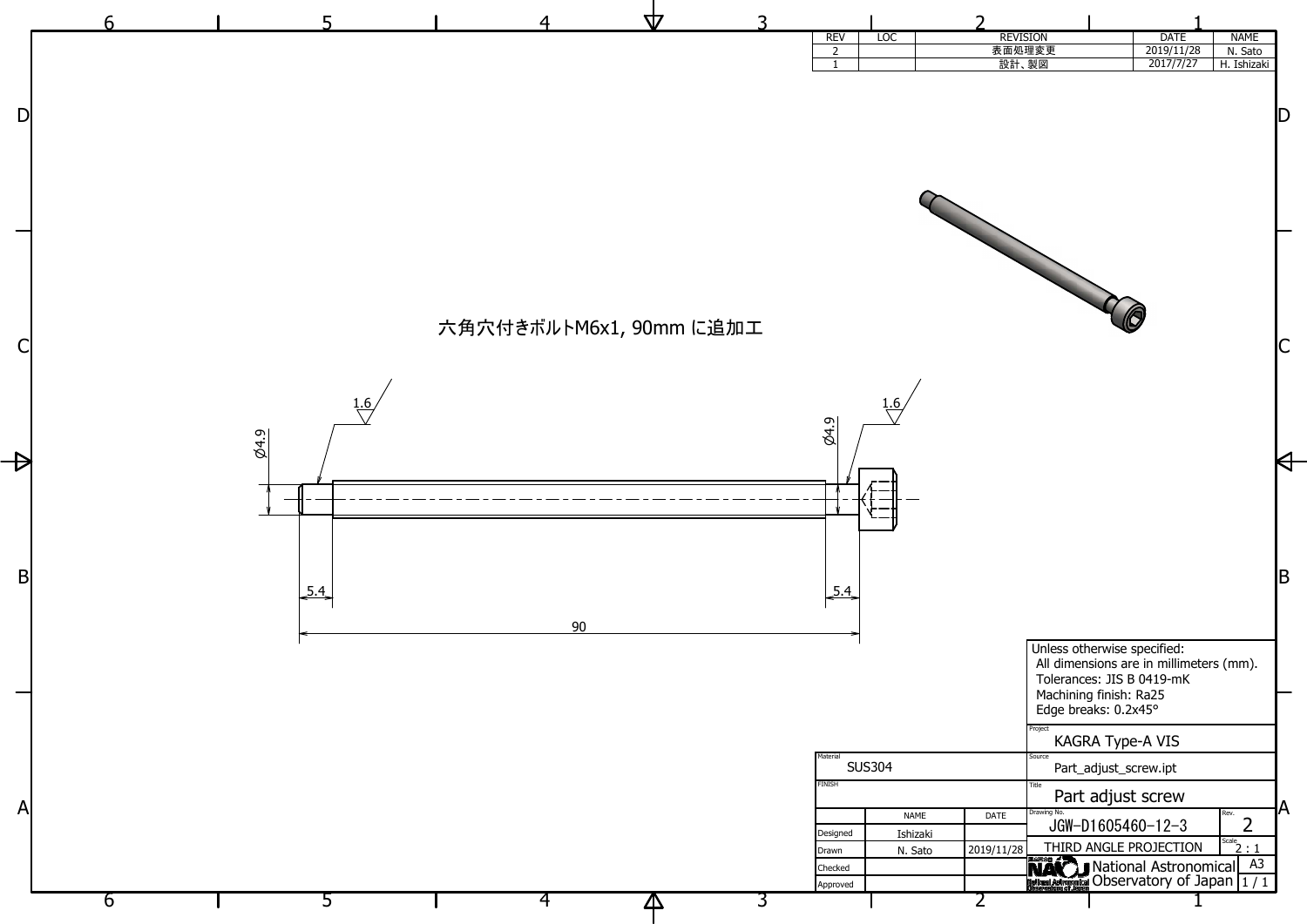| REV | LOC | REVISION | DATE | NAME |
|---|---|---|---|---|
| 2 | | 表面処理変更 | 2019/11/28 | N. Sato |
| 1 | | 設計、製図 | 2017/7/27 | H. Ishizaki |

六角穴付きボルトM6x1, 90mm に追加工

1.6

1.6

⌀4.9

⌀4.9

5.4

5.4

90

Unless otherwise specified:
All dimensions are in millimeters (mm).
Tolerances: JIS B 0419-mK
Machining finish: Ra25
Edge breaks: 0.2x45°

| | | |
|---|---|---|
| Material | SUS304 | |
| FINISH | | |
| | NAME | DATE |
| Designed | Ishizaki | |
| Drawn | N. Sato | 2019/11/28 |
| Checked | | |
| Approved | | |

| | |
|---|---|
| Project | KAGRA Type-A VIS |
| Source | Part_adjust_screw.ipt |
| Title | Part adjust screw |
| Drawing No. | JGW-D1605460-12-3 |
| Rev. | 2 |
| | THIRD ANGLE PROJECTION |
| Scale | 2 : 1 |
| | National Astronomical Observatory of Japan |
| | A3 |
| | 1 / 1 |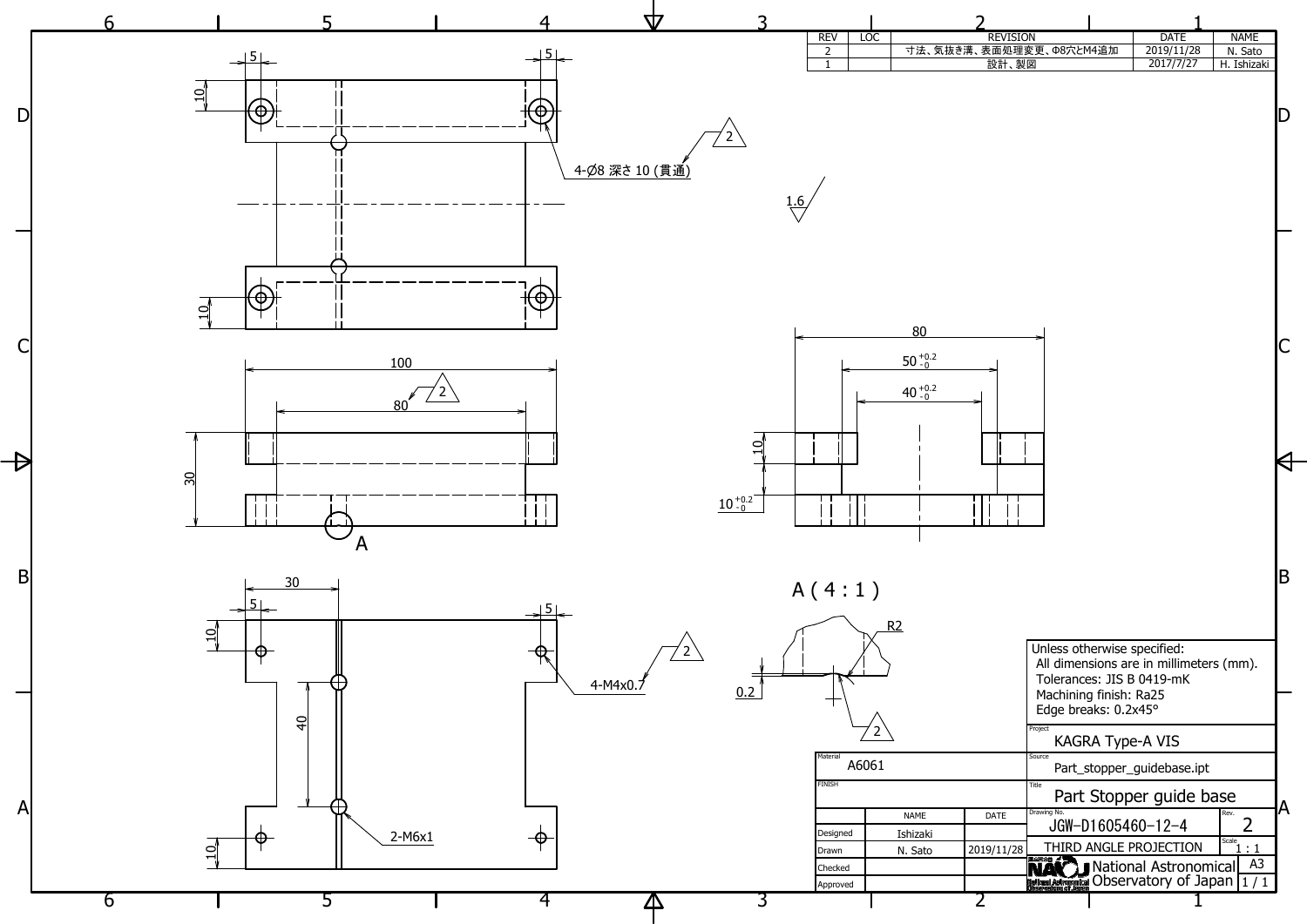| REV | LOC | REVISION | DATE | NAME |
|---|---|---|---|---|
| 2 | | 寸法、気抜き溝、表面処理変更、Φ8穴とM4追加 | 2019/11/28 | N. Sato |
| 1 | | 設計、製図 | 2017/7/27 | H. Ishizaki |

4-Ø8 深さ 10 (貫通)

1.6

100

80

30

10

5

5

A

80

$50^{+0.2}_{-0}$

$40^{+0.2}_{-0}$

10

$10^{+0.2}_{-0}$

30

5

5

10

40

10

4-M4x0.7

2-M6x1

A ( 4 : 1 )

R2

0.2

Unless otherwise specified:
All dimensions are in millimeters (mm).
Tolerances: JIS B 0419-mK
Machining finish: Ra25
Edge breaks: 0.2x45°

| | | |
|---|---|---|
| Project | KAGRA Type-A VIS | |
| Source | Part_stopper_guidebase.ipt | |
| Material | A6061 | |
| FINISH | | |
| Title | Part Stopper guide base | |
| Drawing No. | JGW-D1605460-12-4 | Rev. 2 |
| | THIRD ANGLE PROJECTION | Scale 1 : 1 |
| | National Astronomical Observatory of Japan | A3 |

| | NAME | DATE |
|---|---|---|
| Designed | Ishizaki | |
| Drawn | N. Sato | 2019/11/28 |
| Checked | | |
| Approved | | |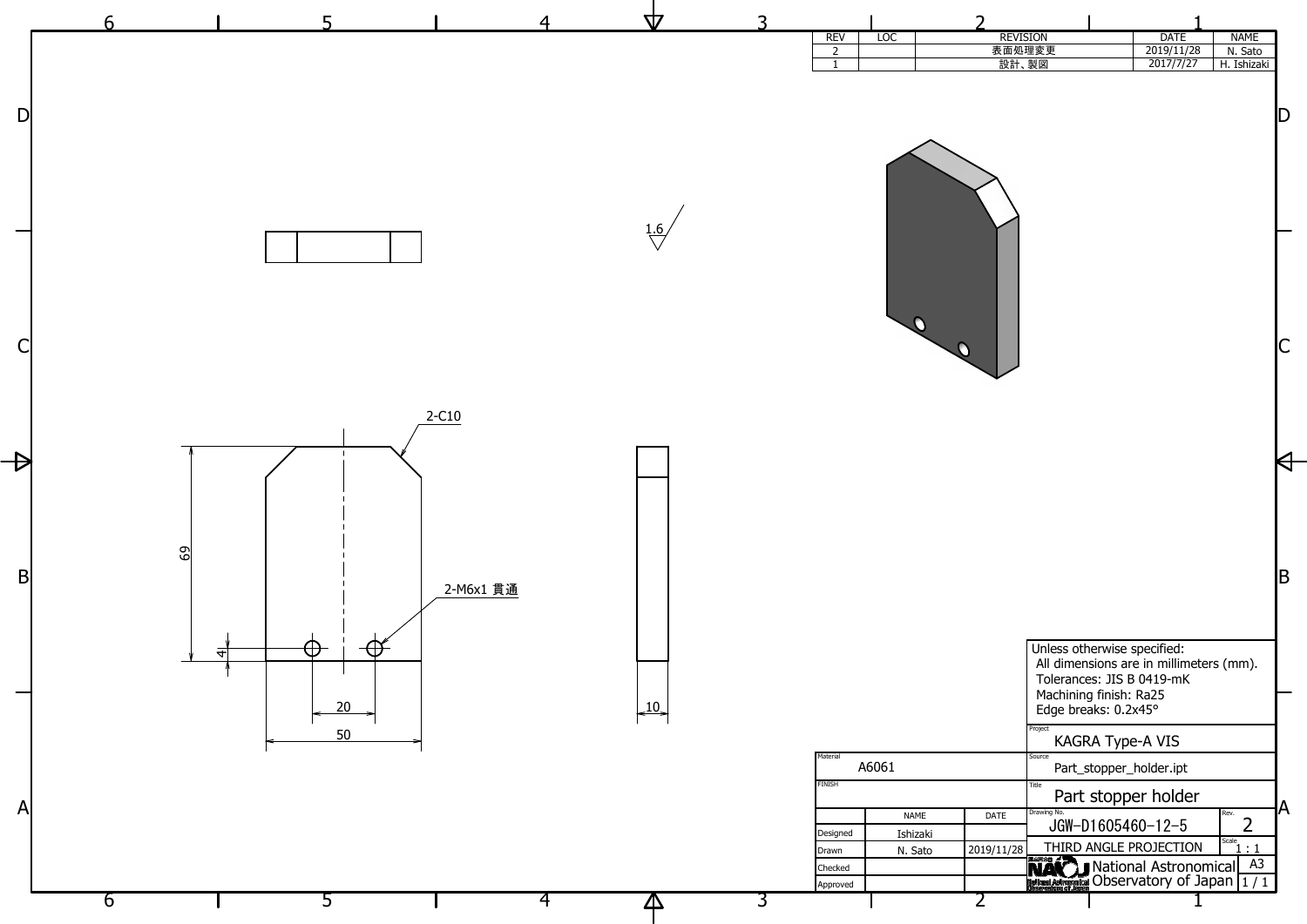| REV | LOC | REVISION | DATE | NAME |
| --- | --- | --- | --- | --- |
| 2 | | 表面処理変更 | 2019/11/28 | N. Sato |
| 1 | | 設計、製図 | 2017/7/27 | H. Ishizaki |

1.6

2-C10

2-M6x1 貫通

69

4

20

50

10

Unless otherwise specified:
All dimensions are in millimeters (mm).
Tolerances: JIS B 0419-mK
Machining finish: Ra25
Edge breaks: 0.2x45°

| | |
| --- | --- |
| Project | KAGRA Type-A VIS |
| Material | A6061 |
| Source | Part_stopper_holder.ipt |
| FINISH | |
| Title | Part stopper holder |
| Drawing No. | JGW-D1605460-12-5 |
| Rev. | 2 |
| Scale | 1 : 1 |
| | THIRD ANGLE PROJECTION |
| | A3 |

| | NAME | DATE |
| --- | --- | --- |
| Designed | Ishizaki | |
| Drawn | N. Sato | 2019/11/28 |
| Checked | | |
| Approved | | |

National Astronomical Observatory of Japan